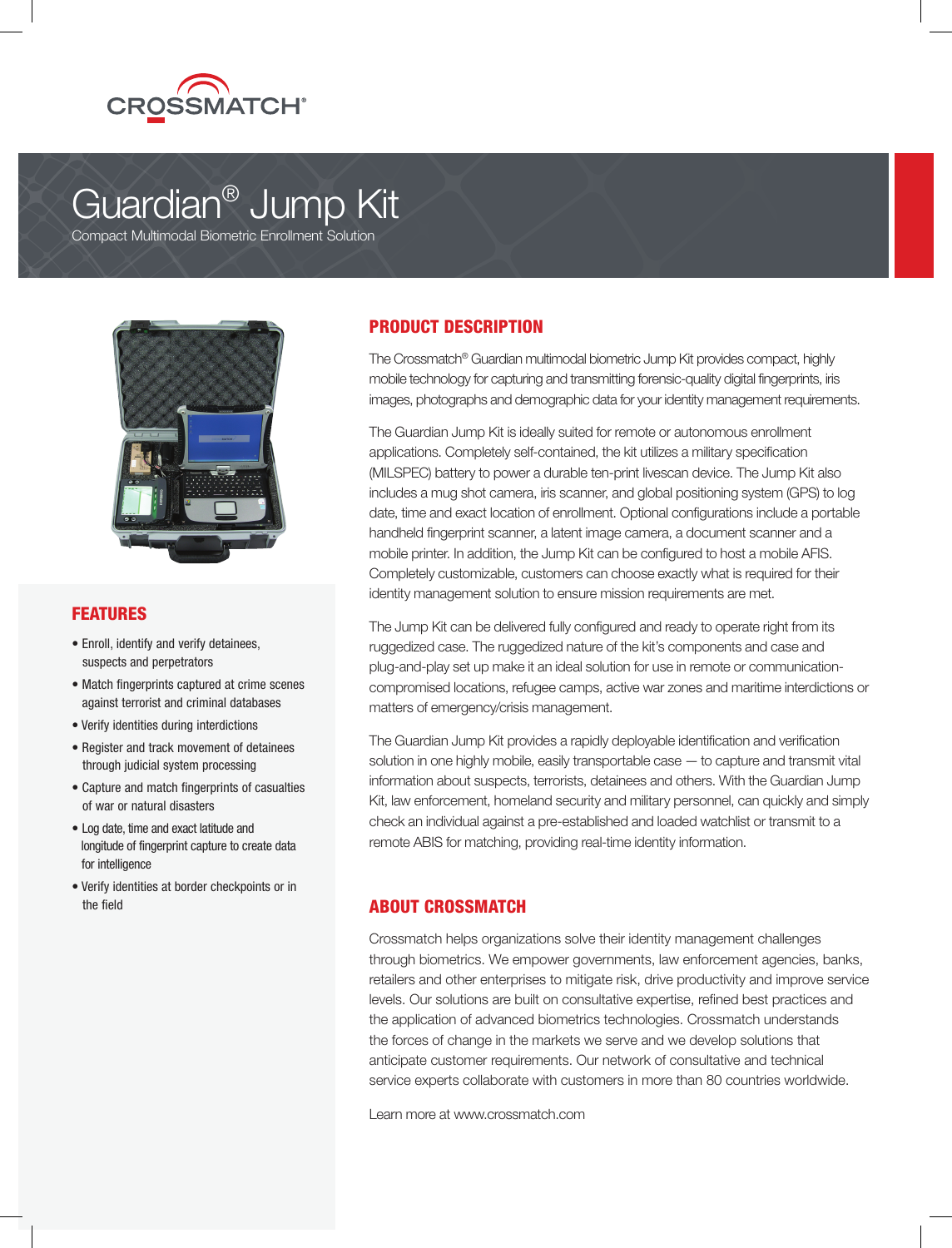CROSSMATCH®

# Guardian® Jump Kit

Compact Multimodal Biometric Enrollment Solution

## FEATURES

- Enroll, identify and verify detainees, suspects and perpetrators
- Match fingerprints captured at crime scenes against terrorist and criminal databases
- Verify identities during interdictions
- Register and track movement of detainees through judicial system processing
- Capture and match fingerprints of casualties of war or natural disasters
- Log date, time and exact latitude and longitude of fingerprint capture to create data for intelligence
- Verify identities at border checkpoints or in the field

## PRODUCT DESCRIPTION

The Crossmatch® Guardian multimodal biometric Jump Kit provides compact, highly mobile technology for capturing and transmitting forensic-quality digital fingerprints, iris images, photographs and demographic data for your identity management requirements.

The Guardian Jump Kit is ideally suited for remote or autonomous enrollment applications. Completely self-contained, the kit utilizes a military specification (MILSPEC) battery to power a durable ten-print livescan device. The Jump Kit also includes a mug shot camera, iris scanner, and global positioning system (GPS) to log date, time and exact location of enrollment. Optional configurations include a portable handheld fingerprint scanner, a latent image camera, a document scanner and a mobile printer. In addition, the Jump Kit can be configured to host a mobile AFIS. Completely customizable, customers can choose exactly what is required for their identity management solution to ensure mission requirements are met.

The Jump Kit can be delivered fully configured and ready to operate right from its ruggedized case. The ruggedized nature of the kit's components and case and plug-and-play set up make it an ideal solution for use in remote or communication-compromised locations, refugee camps, active war zones and maritime interdictions or matters of emergency/crisis management.

The Guardian Jump Kit provides a rapidly deployable identification and verification solution in one highly mobile, easily transportable case — to capture and transmit vital information about suspects, terrorists, detainees and others. With the Guardian Jump Kit, law enforcement, homeland security and military personnel, can quickly and simply check an individual against a pre-established and loaded watchlist or transmit to a remote ABIS for matching, providing real-time identity information.

## ABOUT CROSSMATCH

Crossmatch helps organizations solve their identity management challenges through biometrics. We empower governments, law enforcement agencies, banks, retailers and other enterprises to mitigate risk, drive productivity and improve service levels. Our solutions are built on consultative expertise, refined best practices and the application of advanced biometrics technologies. Crossmatch understands the forces of change in the markets we serve and we develop solutions that anticipate customer requirements. Our network of consultative and technical service experts collaborate with customers in more than 80 countries worldwide.

Learn more at www.crossmatch.com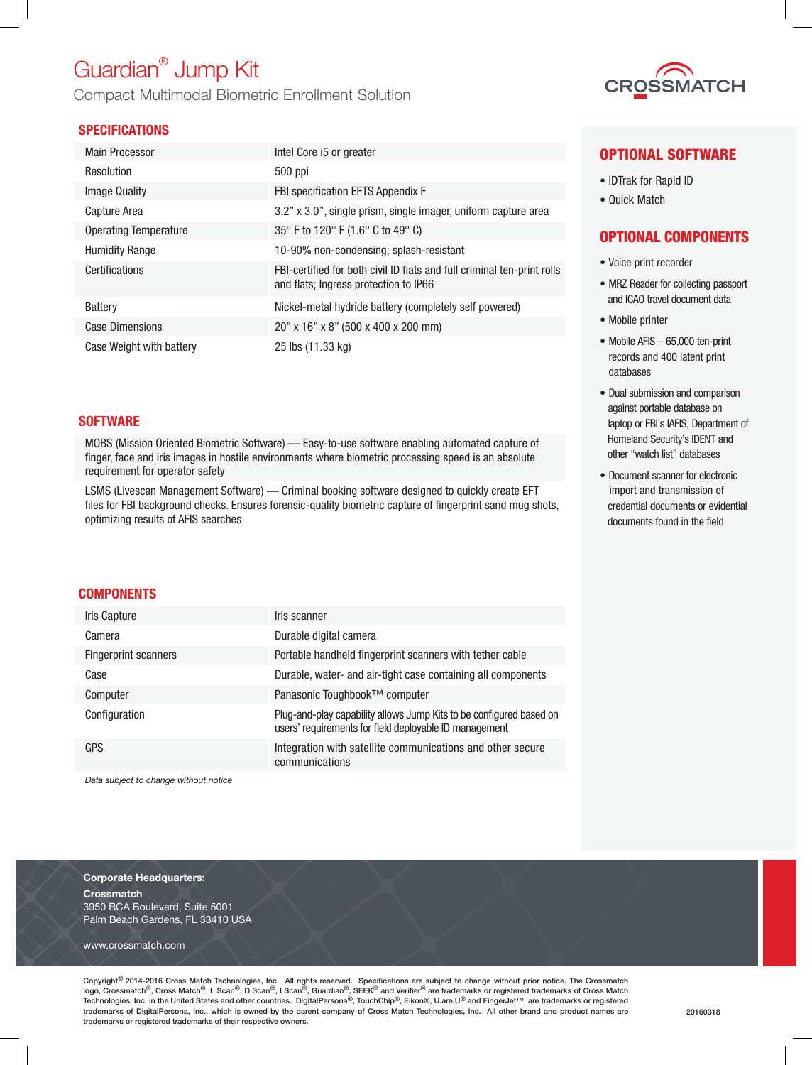# Guardian® Jump Kit

Compact Multimodal Biometric Enrollment Solution

CROSSMATCH

## SPECIFICATIONS

| | |
|---|---|
| Main Processor | Intel Core i5 or greater |
| Resolution | 500 ppi |
| Image Quality | FBI specification EFTS Appendix F |
| Capture Area | 3.2" x 3.0", single prism, single imager, uniform capture area |
| Operating Temperature | 35° F to 120° F (1.6° C to 49° C) |
| Humidity Range | 10-90% non-condensing; splash-resistant |
| Certifications | FBI-certified for both civil ID flats and full criminal ten-print rolls and flats; Ingress protection to IP66 |
| Battery | Nickel-metal hydride battery (completely self powered) |
| Case Dimensions | 20" x 16" x 8" (500 x 400 x 200 mm) |
| Case Weight with battery | 25 lbs (11.33 kg) |

## SOFTWARE

MOBS (Mission Oriented Biometric Software) — Easy-to-use software enabling automated capture of finger, face and iris images in hostile environments where biometric processing speed is an absolute requirement for operator safety

LSMS (Livescan Management Software) — Criminal booking software designed to quickly create EFT files for FBI background checks. Ensures forensic-quality biometric capture of fingerprint sand mug shots, optimizing results of AFIS searches

## COMPONENTS

| | |
|---|---|
| Iris Capture | Iris scanner |
| Camera | Durable digital camera |
| Fingerprint scanners | Portable handheld fingerprint scanners with tether cable |
| Case | Durable, water- and air-tight case containing all components |
| Computer | Panasonic Toughbook™ computer |
| Configuration | Plug-and-play capability allows Jump Kits to be configured based on users' requirements for field deployable ID management |
| GPS | Integration with satellite communications and other secure communications |

*Data subject to change without notice*

## OPTIONAL SOFTWARE

- IDTrak for Rapid ID
- Quick Match

## OPTIONAL COMPONENTS

- Voice print recorder
- MRZ Reader for collecting passport and ICAO travel document data
- Mobile printer
- Mobile AFIS – 65,000 ten-print records and 400 latent print databases
- Dual submission and comparison against portable database on laptop or FBI's IAFIS, Department of Homeland Security's IDENT and other "watch list" databases
- Document scanner for electronic import and transmission of credential documents or evidential documents found in the field

**Corporate Headquarters:**

**Crossmatch**
3950 RCA Boulevard, Suite 5001
Palm Beach Gardens, FL 33410 USA

www.crossmatch.com

Copyright© 2014-2016 Cross Match Technologies, Inc. All rights reserved. Specifications are subject to change without prior notice. The Crossmatch logo, Crossmatch®, Cross Match®, L Scan®, D Scan®, I Scan®, Guardian®, SEEK® and Verifier® are trademarks or registered trademarks of Cross Match Technologies, Inc. in the United States and other countries. DigitalPersona®, TouchChip®, Eikon®, U.are.U® and FingerJet™ are trademarks or registered trademarks of DigitalPersona, Inc., which is owned by the parent company of Cross Match Technologies, Inc. All other brand and product names are trademarks or registered trademarks of their respective owners.

20160318